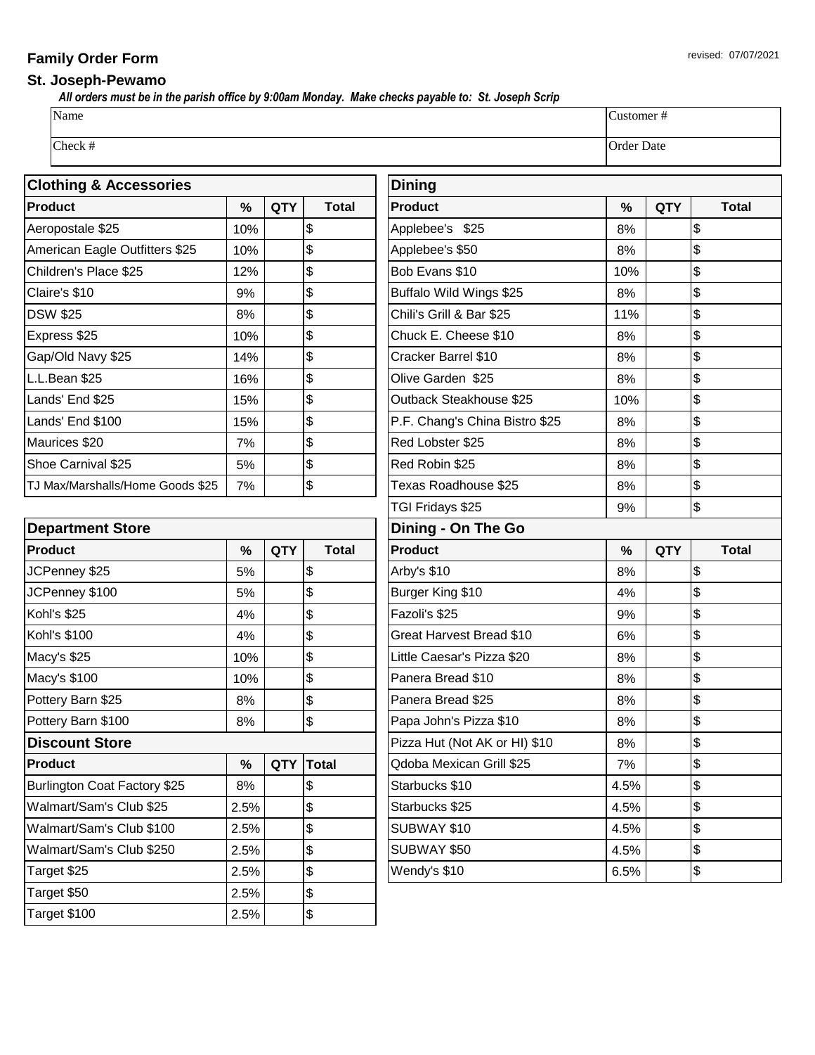revised: 07/07/2021

## Family Order Form

## St. Joseph-Pewamo

***All orders must be in the parish office by 9:00am Monday. Make checks payable to: St. Joseph Scrip***

| Name | Customer # |
|---|---|
| Check # | Order Date |

### Clothing & Accessories

| Product | % | QTY | Total |
|---|---|---|---|
| Aeropostale $25 | 10% | | $ |
| American Eagle Outfitters $25 | 10% | | $ |
| Children's Place $25 | 12% | | $ |
| Claire's $10 | 9% | | $ |
| DSW $25 | 8% | | $ |
| Express $25 | 10% | | $ |
| Gap/Old Navy $25 | 14% | | $ |
| L.L.Bean $25 | 16% | | $ |
| Lands' End $25 | 15% | | $ |
| Lands' End $100 | 15% | | $ |
| Maurices $20 | 7% | | $ |
| Shoe Carnival $25 | 5% | | $ |
| TJ Max/Marshalls/Home Goods $25 | 7% | | $ |

### Department Store

| Product | % | QTY | Total |
|---|---|---|---|
| JCPenney $25 | 5% | | $ |
| JCPenney $100 | 5% | | $ |
| Kohl's $25 | 4% | | $ |
| Kohl's $100 | 4% | | $ |
| Macy's $25 | 10% | | $ |
| Macy's $100 | 10% | | $ |
| Pottery Barn $25 | 8% | | $ |
| Pottery Barn $100 | 8% | | $ |

### Discount Store

| Product | % | QTY | Total |
|---|---|---|---|
| Burlington Coat Factory $25 | 8% | | $ |
| Walmart/Sam's Club $25 | 2.5% | | $ |
| Walmart/Sam's Club $100 | 2.5% | | $ |
| Walmart/Sam's Club $250 | 2.5% | | $ |
| Target $25 | 2.5% | | $ |
| Target $50 | 2.5% | | $ |
| Target $100 | 2.5% | | $ |

### Dining

| Product | % | QTY | Total |
|---|---|---|---|
| Applebee's $25 | 8% | | $ |
| Applebee's $50 | 8% | | $ |
| Bob Evans $10 | 10% | | $ |
| Buffalo Wild Wings $25 | 8% | | $ |
| Chili's Grill & Bar $25 | 11% | | $ |
| Chuck E. Cheese $10 | 8% | | $ |
| Cracker Barrel $10 | 8% | | $ |
| Olive Garden $25 | 8% | | $ |
| Outback Steakhouse $25 | 10% | | $ |
| P.F. Chang's China Bistro $25 | 8% | | $ |
| Red Lobster $25 | 8% | | $ |
| Red Robin $25 | 8% | | $ |
| Texas Roadhouse $25 | 8% | | $ |
| TGI Fridays $25 | 9% | | $ |

### Dining - On The Go

| Product | % | QTY | Total |
|---|---|---|---|
| Arby's $10 | 8% | | $ |
| Burger King $10 | 4% | | $ |
| Fazoli's $25 | 9% | | $ |
| Great Harvest Bread $10 | 6% | | $ |
| Little Caesar's Pizza $20 | 8% | | $ |
| Panera Bread $10 | 8% | | $ |
| Panera Bread $25 | 8% | | $ |
| Papa John's Pizza $10 | 8% | | $ |
| Pizza Hut (Not AK or HI) $10 | 8% | | $ |
| Qdoba Mexican Grill $25 | 7% | | $ |
| Starbucks $10 | 4.5% | | $ |
| Starbucks $25 | 4.5% | | $ |
| SUBWAY $10 | 4.5% | | $ |
| SUBWAY $50 | 4.5% | | $ |
| Wendy's $10 | 6.5% | | $ |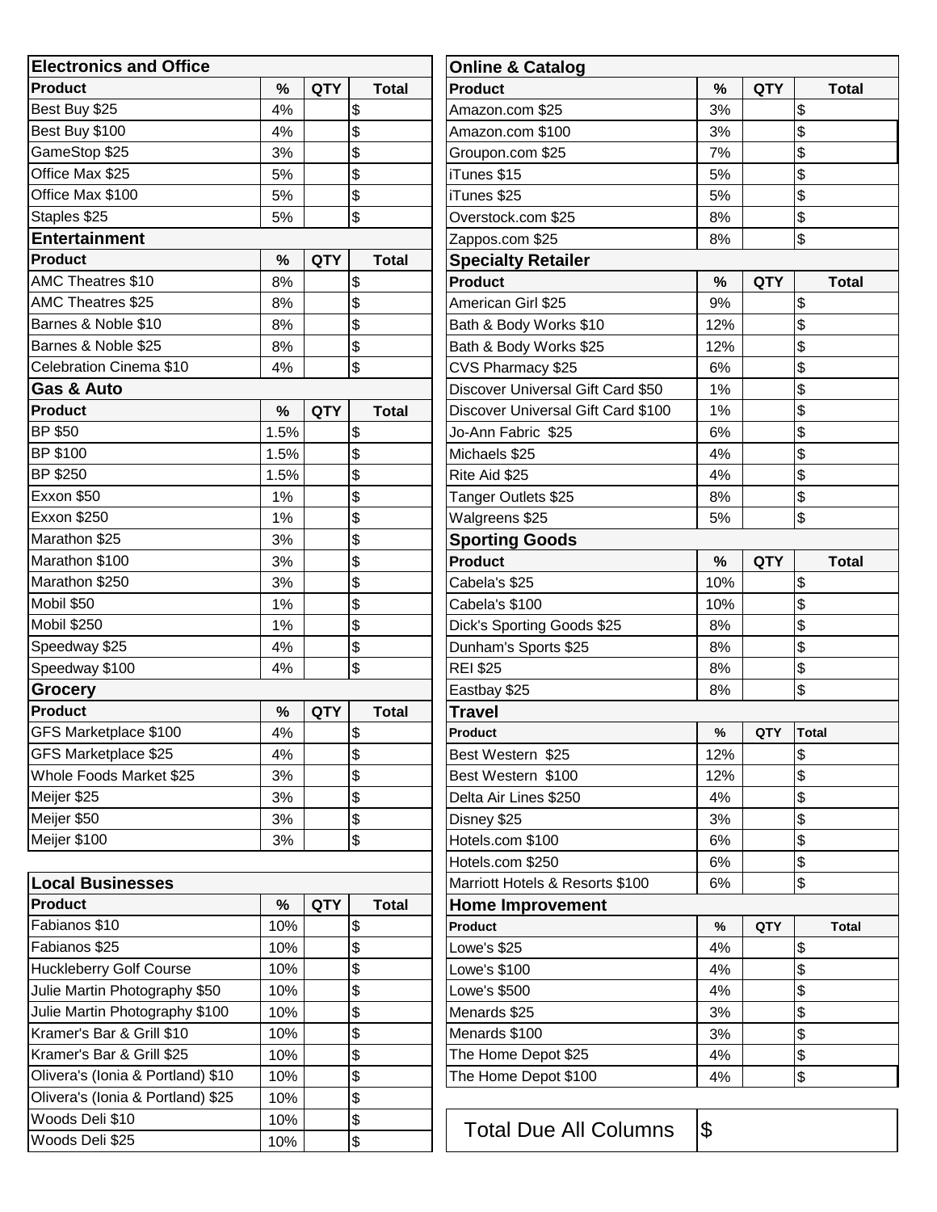## Electronics and Office

| Product | % | QTY | Total |
|---|---|---|---|
| Best Buy $25 | 4% | | $ |
| Best Buy $100 | 4% | | $ |
| GameStop $25 | 3% | | $ |
| Office Max $25 | 5% | | $ |
| Office Max $100 | 5% | | $ |
| Staples $25 | 5% | | $ |

## Entertainment

| Product | % | QTY | Total |
|---|---|---|---|
| AMC Theatres $10 | 8% | | $ |
| AMC Theatres $25 | 8% | | $ |
| Barnes & Noble $10 | 8% | | $ |
| Barnes & Noble $25 | 8% | | $ |
| Celebration Cinema $10 | 4% | | $ |

## Gas & Auto

| Product | % | QTY | Total |
|---|---|---|---|
| BP $50 | 1.5% | | $ |
| BP $100 | 1.5% | | $ |
| BP $250 | 1.5% | | $ |
| Exxon $50 | 1% | | $ |
| Exxon $250 | 1% | | $ |
| Marathon $25 | 3% | | $ |
| Marathon $100 | 3% | | $ |
| Marathon $250 | 3% | | $ |
| Mobil $50 | 1% | | $ |
| Mobil $250 | 1% | | $ |
| Speedway $25 | 4% | | $ |
| Speedway $100 | 4% | | $ |

## Grocery

| Product | % | QTY | Total |
|---|---|---|---|
| GFS Marketplace $100 | 4% | | $ |
| GFS Marketplace $25 | 4% | | $ |
| Whole Foods Market $25 | 3% | | $ |
| Meijer $25 | 3% | | $ |
| Meijer $50 | 3% | | $ |
| Meijer $100 | 3% | | $ |

## Local Businesses

| Product | % | QTY | Total |
|---|---|---|---|
| Fabianos $10 | 10% | | $ |
| Fabianos $25 | 10% | | $ |
| Huckleberry Golf Course | 10% | | $ |
| Julie Martin Photography $50 | 10% | | $ |
| Julie Martin Photography $100 | 10% | | $ |
| Kramer's Bar & Grill $10 | 10% | | $ |
| Kramer's Bar & Grill $25 | 10% | | $ |
| Olivera's (Ionia & Portland) $10 | 10% | | $ |
| Olivera's (Ionia & Portland) $25 | 10% | | $ |
| Woods Deli $10 | 10% | | $ |
| Woods Deli $25 | 10% | | $ |

## Online & Catalog

| Product | % | QTY | Total |
|---|---|---|---|
| Amazon.com $25 | 3% | | $ |
| Amazon.com $100 | 3% | | $ |
| Groupon.com $25 | 7% | | $ |
| iTunes $15 | 5% | | $ |
| iTunes $25 | 5% | | $ |
| Overstock.com $25 | 8% | | $ |
| Zappos.com $25 | 8% | | $ |

## Specialty Retailer

| Product | % | QTY | Total |
|---|---|---|---|
| American Girl $25 | 9% | | $ |
| Bath & Body Works $10 | 12% | | $ |
| Bath & Body Works $25 | 12% | | $ |
| CVS Pharmacy $25 | 6% | | $ |
| Discover Universal Gift Card $50 | 1% | | $ |
| Discover Universal Gift Card $100 | 1% | | $ |
| Jo-Ann Fabric $25 | 6% | | $ |
| Michaels $25 | 4% | | $ |
| Rite Aid $25 | 4% | | $ |
| Tanger Outlets $25 | 8% | | $ |
| Walgreens $25 | 5% | | $ |

## Sporting Goods

| Product | % | QTY | Total |
|---|---|---|---|
| Cabela's $25 | 10% | | $ |
| Cabela's $100 | 10% | | $ |
| Dick's Sporting Goods $25 | 8% | | $ |
| Dunham's Sports $25 | 8% | | $ |
| REI $25 | 8% | | $ |
| Eastbay $25 | 8% | | $ |

## Travel

| Product | % | QTY | Total |
|---|---|---|---|
| Best Western $25 | 12% | | $ |
| Best Western $100 | 12% | | $ |
| Delta Air Lines $250 | 4% | | $ |
| Disney $25 | 3% | | $ |
| Hotels.com $100 | 6% | | $ |
| Hotels.com $250 | 6% | | $ |
| Marriott Hotels & Resorts $100 | 6% | | $ |

## Home Improvement

| Product | % | QTY | Total |
|---|---|---|---|
| Lowe's $25 | 4% | | $ |
| Lowe's $100 | 4% | | $ |
| Lowe's $500 | 4% | | $ |
| Menards $25 | 3% | | $ |
| Menards $100 | 3% | | $ |
| The Home Depot $25 | 4% | | $ |
| The Home Depot $100 | 4% | | $ |

| | |
|---|---|
| Total Due All Columns | $ |